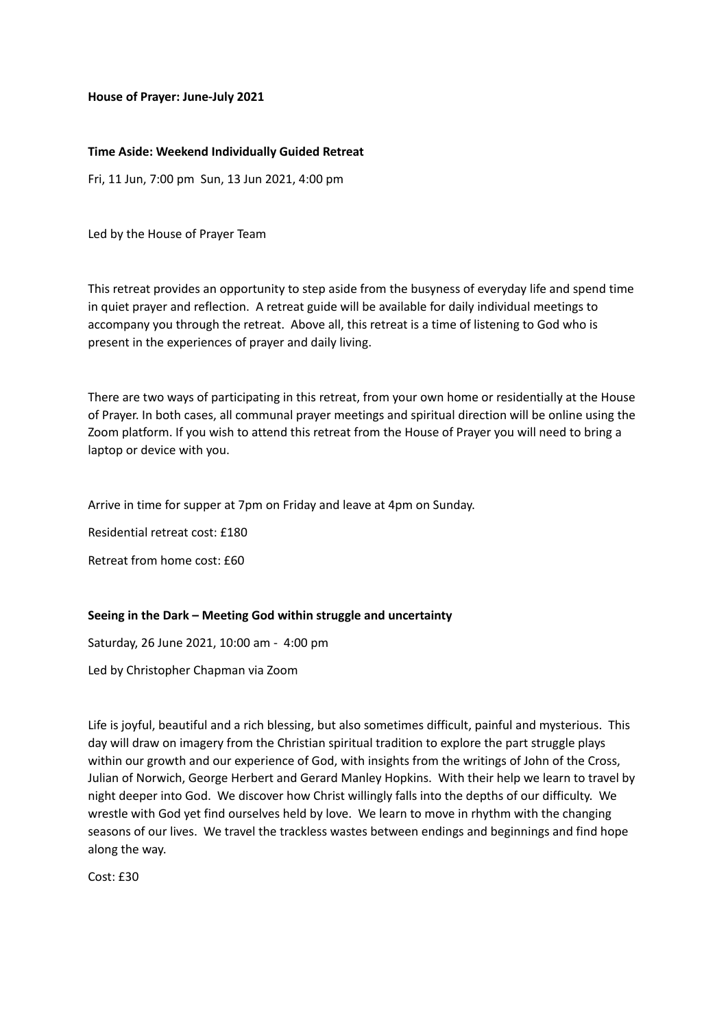**House of Prayer: June-July 2021**

**Time Aside: Weekend Individually Guided Retreat**

Fri, 11 Jun, 7:00 pm Sun, 13 Jun 2021, 4:00 pm

Led by the House of Prayer Team

This retreat provides an opportunity to step aside from the busyness of everyday life and spend time in quiet prayer and reflection. A retreat guide will be available for daily individual meetings to accompany you through the retreat. Above all, this retreat is a time of listening to God who is present in the experiences of prayer and daily living.

There are two ways of participating in this retreat, from your own home or residentially at the House of Prayer. In both cases, all communal prayer meetings and spiritual direction will be online using the Zoom platform. If you wish to attend this retreat from the House of Prayer you will need to bring a laptop or device with you.

Arrive in time for supper at 7pm on Friday and leave at 4pm on Sunday.

Residential retreat cost: £180

Retreat from home cost: £60

**Seeing in the Dark – Meeting God within struggle and uncertainty**

Saturday, 26 June 2021, 10:00 am - 4:00 pm

Led by Christopher Chapman via Zoom

Life is joyful, beautiful and a rich blessing, but also sometimes difficult, painful and mysterious. This day will draw on imagery from the Christian spiritual tradition to explore the part struggle plays within our growth and our experience of God, with insights from the writings of John of the Cross, Julian of Norwich, George Herbert and Gerard Manley Hopkins. With their help we learn to travel by night deeper into God. We discover how Christ willingly falls into the depths of our difficulty. We wrestle with God yet find ourselves held by love. We learn to move in rhythm with the changing seasons of our lives. We travel the trackless wastes between endings and beginnings and find hope along the way.

Cost: £30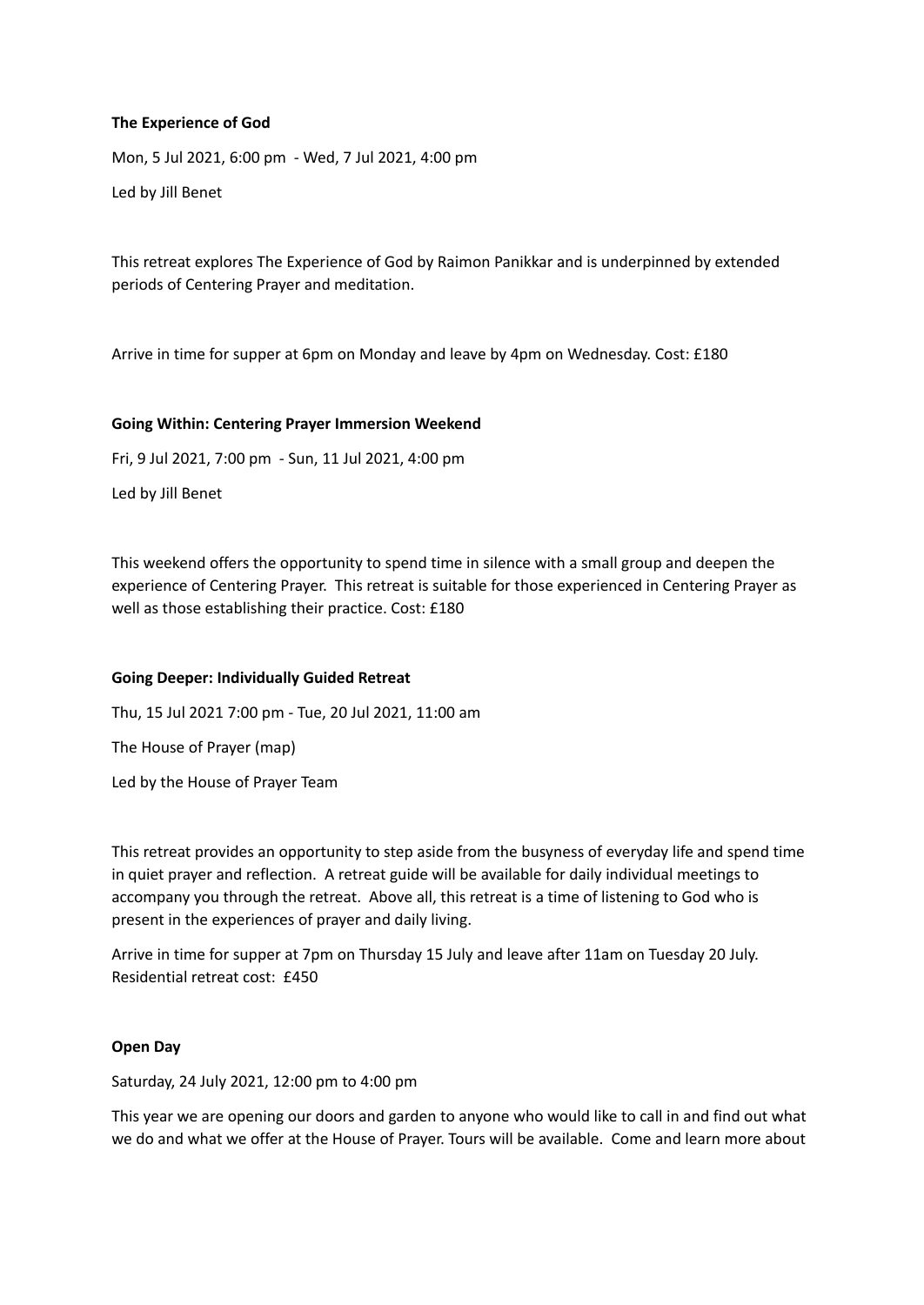**The Experience of God**

Mon, 5 Jul 2021, 6:00 pm - Wed, 7 Jul 2021, 4:00 pm

Led by Jill Benet

This retreat explores The Experience of God by Raimon Panikkar and is underpinned by extended periods of Centering Prayer and meditation.

Arrive in time for supper at 6pm on Monday and leave by 4pm on Wednesday. Cost: £180

**Going Within: Centering Prayer Immersion Weekend**

Fri, 9 Jul 2021, 7:00 pm - Sun, 11 Jul 2021, 4:00 pm

Led by Jill Benet

This weekend offers the opportunity to spend time in silence with a small group and deepen the experience of Centering Prayer. This retreat is suitable for those experienced in Centering Prayer as well as those establishing their practice. Cost: £180

**Going Deeper: Individually Guided Retreat**

Thu, 15 Jul 2021 7:00 pm - Tue, 20 Jul 2021, 11:00 am

The House of Prayer (map)

Led by the House of Prayer Team

This retreat provides an opportunity to step aside from the busyness of everyday life and spend time in quiet prayer and reflection. A retreat guide will be available for daily individual meetings to accompany you through the retreat. Above all, this retreat is a time of listening to God who is present in the experiences of prayer and daily living.

Arrive in time for supper at 7pm on Thursday 15 July and leave after 11am on Tuesday 20 July. Residential retreat cost: £450

**Open Day**

Saturday, 24 July 2021, 12:00 pm to 4:00 pm

This year we are opening our doors and garden to anyone who would like to call in and find out what we do and what we offer at the House of Prayer. Tours will be available. Come and learn more about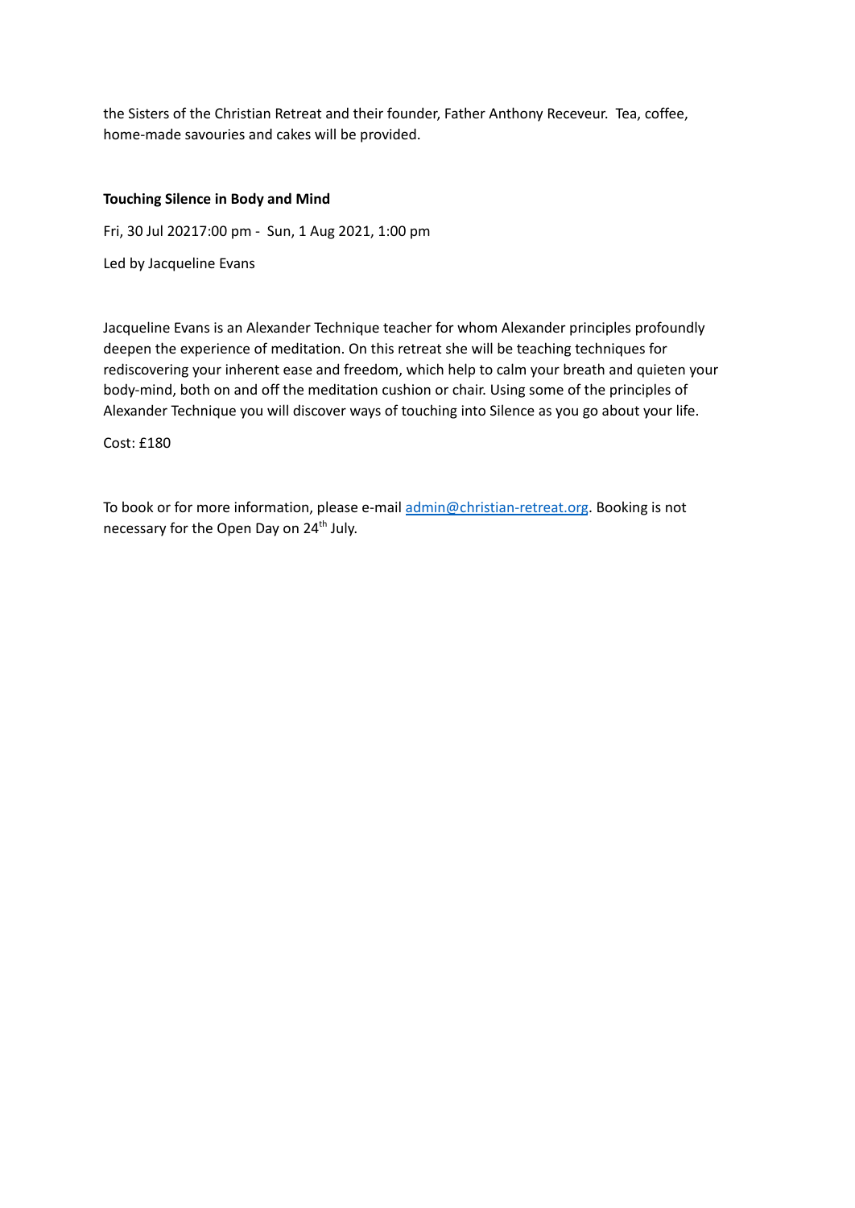the Sisters of the Christian Retreat and their founder, Father Anthony Receveur. Tea, coffee, home-made savouries and cakes will be provided.

**Touching Silence in Body and Mind**

Fri, 30 Jul 20217:00 pm - Sun, 1 Aug 2021, 1:00 pm

Led by Jacqueline Evans

Jacqueline Evans is an Alexander Technique teacher for whom Alexander principles profoundly deepen the experience of meditation. On this retreat she will be teaching techniques for rediscovering your inherent ease and freedom, which help to calm your breath and quieten your body-mind, both on and off the meditation cushion or chair. Using some of the principles of Alexander Technique you will discover ways of touching into Silence as you go about your life.

Cost: £180

To book or for more information, please e-mail [admin@christian-retreat.org](mailto:admin@christian-retreat.org). Booking is not necessary for the Open Day on 24th July.